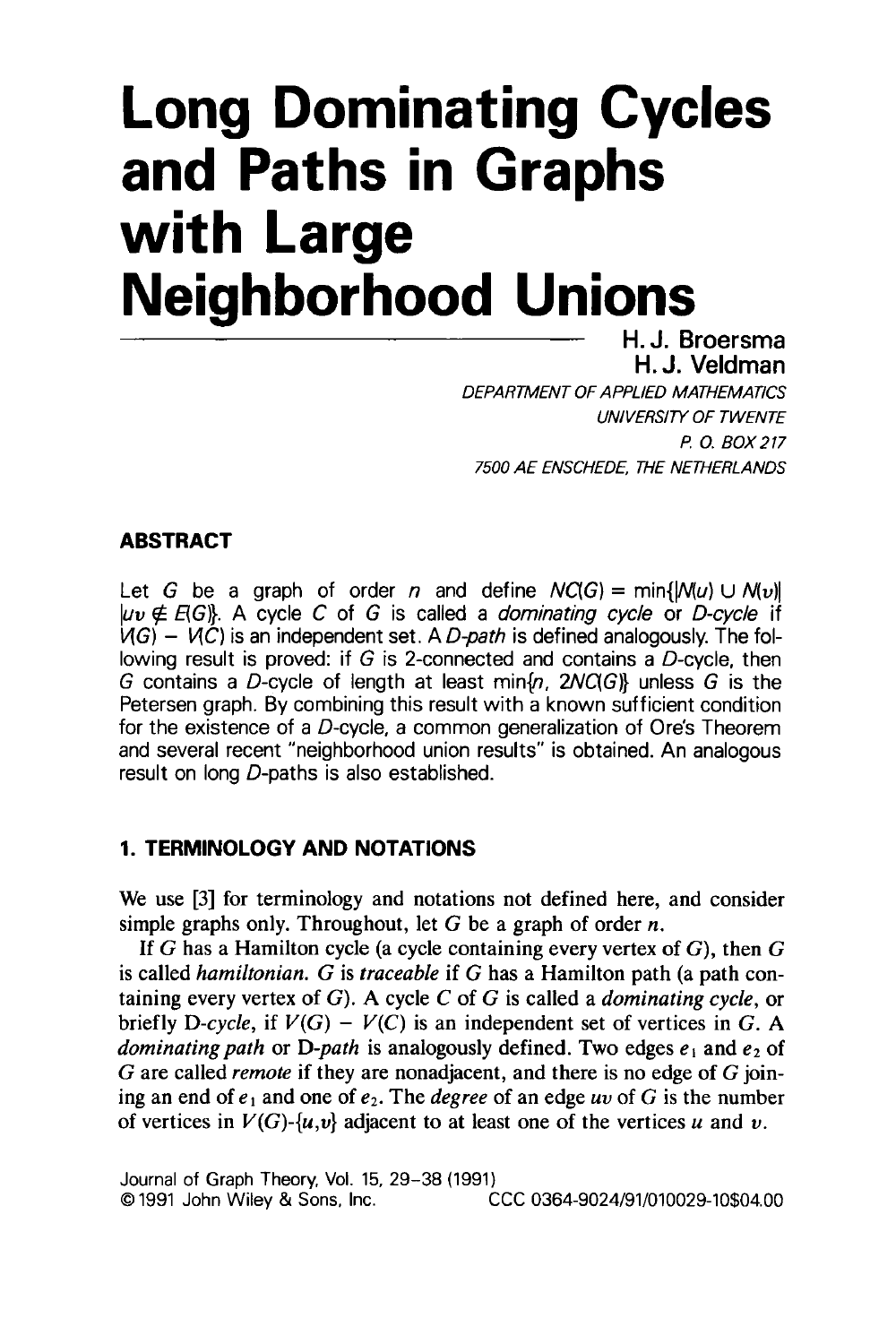# Long Dominating Cycles and Paths in Graphs with Large Neighborhood Unions

**H. J. Broersma**
**H. J. Veldman**

*DEPARTMENT OF APPLIED MATHEMATICS*
*UNIVERSITY OF TWENTE*
*P. O. BOX 217*
*7500 AE ENSCHEDE, THE NETHERLANDS*

## ABSTRACT

Let $G$ be a graph of order $n$ and define $NC(G) = \min\{|N(u) \cup N(v)| \mid uv \notin E(G)\}$. A cycle $C$ of $G$ is called a *dominating cycle* or *D-cycle* if $V(G) - V(C)$ is an independent set. A *D-path* is defined analogously. The following result is proved: if $G$ is 2-connected and contains a $D$-cycle, then $G$ contains a $D$-cycle of length at least $\min\{n, 2NC(G)\}$ unless $G$ is the Petersen graph. By combining this result with a known sufficient condition for the existence of a $D$-cycle, a common generalization of Ore's Theorem and several recent "neighborhood union results" is obtained. An analogous result on long $D$-paths is also established.

## 1. TERMINOLOGY AND NOTATIONS

We use [3] for terminology and notations not defined here, and consider simple graphs only. Throughout, let $G$ be a graph of order $n$.

If $G$ has a Hamilton cycle (a cycle containing every vertex of $G$), then $G$ is called *hamiltonian*. $G$ is *traceable* if $G$ has a Hamilton path (a path containing every vertex of $G$). A cycle $C$ of $G$ is called a *dominating cycle*, or briefly *D-cycle*, if $V(G) - V(C)$ is an independent set of vertices in $G$. A *dominating path* or *D-path* is analogously defined. Two edges $e_1$ and $e_2$ of $G$ are called *remote* if they are nonadjacent, and there is no edge of $G$ joining an end of $e_1$ and one of $e_2$. The *degree* of an edge $uv$ of $G$ is the number of vertices in $V(G)$-$\{u,v\}$ adjacent to at least one of the vertices $u$ and $v$.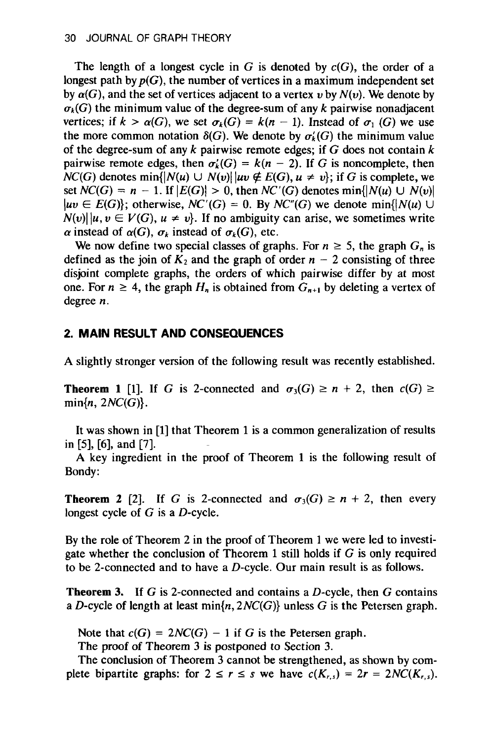The length of a longest cycle in $G$ is denoted by $c(G)$, the order of a longest path by $p(G)$, the number of vertices in a maximum independent set by $\alpha(G)$, and the set of vertices adjacent to a vertex $v$ by $N(v)$. We denote by $\sigma_k(G)$ the minimum value of the degree-sum of any $k$ pairwise nonadjacent vertices; if $k > \alpha(G)$, we set $\sigma_k(G) = k(n - 1)$. Instead of $\sigma_1(G)$ we use the more common notation $\delta(G)$. We denote by $\sigma'_k(G)$ the minimum value of the degree-sum of any $k$ pairwise remote edges; if $G$ does not contain $k$ pairwise remote edges, then $\sigma'_k(G) = k(n - 2)$. If $G$ is noncomplete, then $NC(G)$ denotes $\min\{|N(u) \cup N(v)| \,|uv \notin E(G), u \neq v\}$; if $G$ is complete, we set $NC(G) = n - 1$. If $|E(G)| > 0$, then $NC'(G)$ denotes $\min\{|N(u) \cup N(v)| \,|uv \in E(G)\}$; otherwise, $NC'(G) = 0$. By $NC''(G)$ we denote $\min\{|N(u) \cup N(v)| \,|u, v \in V(G), u \neq v\}$. If no ambiguity can arise, we sometimes write $\alpha$ instead of $\alpha(G)$, $\sigma_k$ instead of $\sigma_k(G)$, etc.

We now define two special classes of graphs. For $n \geq 5$, the graph $G_n$ is defined as the join of $K_2$ and the graph of order $n - 2$ consisting of three disjoint complete graphs, the orders of which pairwise differ by at most one. For $n \geq 4$, the graph $H_n$ is obtained from $G_{n+1}$ by deleting a vertex of degree $n$.

## 2. MAIN RESULT AND CONSEQUENCES

A slightly stronger version of the following result was recently established.

**Theorem 1** [1]. If $G$ is 2-connected and $\sigma_3(G) \geq n + 2$, then $c(G) \geq \min\{n, 2NC(G)\}$.

It was shown in [1] that Theorem 1 is a common generalization of results in [5], [6], and [7].

A key ingredient in the proof of Theorem 1 is the following result of Bondy:

**Theorem 2** [2]. If $G$ is 2-connected and $\sigma_3(G) \geq n + 2$, then every longest cycle of $G$ is a $D$-cycle.

By the role of Theorem 2 in the proof of Theorem 1 we were led to investigate whether the conclusion of Theorem 1 still holds if $G$ is only required to be 2-connected and to have a $D$-cycle. Our main result is as follows.

**Theorem 3.** If $G$ is 2-connected and contains a $D$-cycle, then $G$ contains a $D$-cycle of length at least $\min\{n, 2NC(G)\}$ unless $G$ is the Petersen graph.

Note that $c(G) = 2NC(G) - 1$ if $G$ is the Petersen graph.

The proof of Theorem 3 is postponed to Section 3.

The conclusion of Theorem 3 cannot be strengthened, as shown by complete bipartite graphs: for $2 \leq r \leq s$ we have $c(K_{r,s}) = 2r = 2NC(K_{r,s})$.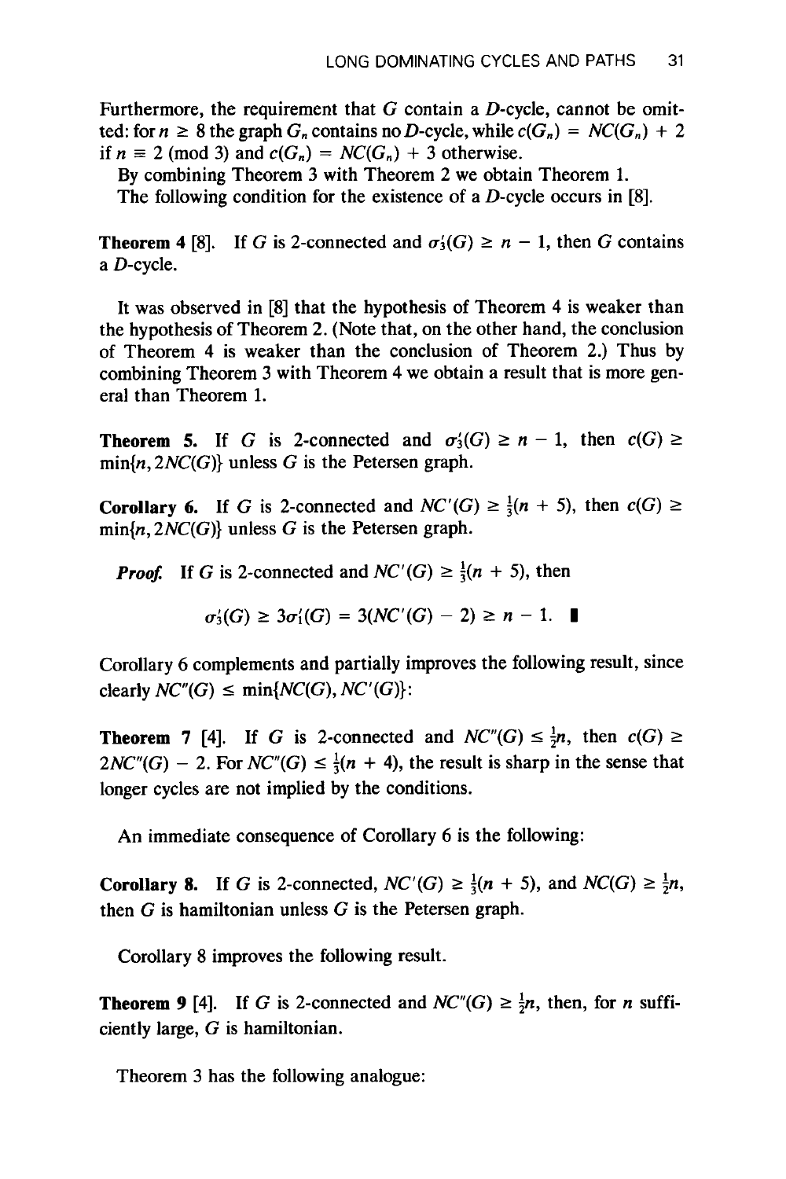Furthermore, the requirement that $G$ contain a $D$-cycle, cannot be omitted: for $n \geq 8$ the graph $G_n$ contains no $D$-cycle, while $c(G_n) = NC(G_n) + 2$ if $n \equiv 2 \pmod 3$ and $c(G_n) = NC(G_n) + 3$ otherwise.

By combining Theorem 3 with Theorem 2 we obtain Theorem 1.

The following condition for the existence of a $D$-cycle occurs in [8].

**Theorem 4** [8]. If $G$ is 2-connected and $\sigma_3'(G) \geq n - 1$, then $G$ contains a $D$-cycle.

It was observed in [8] that the hypothesis of Theorem 4 is weaker than the hypothesis of Theorem 2. (Note that, on the other hand, the conclusion of Theorem 4 is weaker than the conclusion of Theorem 2.) Thus by combining Theorem 3 with Theorem 4 we obtain a result that is more general than Theorem 1.

**Theorem 5.** If $G$ is 2-connected and $\sigma_3'(G) \geq n - 1$, then $c(G) \geq \min\{n, 2NC(G)\}$ unless $G$ is the Petersen graph.

**Corollary 6.** If $G$ is 2-connected and $NC'(G) \geq \frac{1}{3}(n + 5)$, then $c(G) \geq \min\{n, 2NC(G)\}$ unless $G$ is the Petersen graph.

***Proof.*** If $G$ is 2-connected and $NC'(G) \geq \frac{1}{3}(n + 5)$, then

$$\sigma_3'(G) \geq 3\sigma_1'(G) = 3(NC'(G) - 2) \geq n - 1. \quad \blacksquare$$

Corollary 6 complements and partially improves the following result, since clearly $NC''(G) \leq \min\{NC(G), NC'(G)\}$:

**Theorem 7** [4]. If $G$ is 2-connected and $NC''(G) \leq \frac{1}{2}n$, then $c(G) \geq 2NC''(G) - 2$. For $NC''(G) \leq \frac{1}{3}(n + 4)$, the result is sharp in the sense that longer cycles are not implied by the conditions.

An immediate consequence of Corollary 6 is the following:

**Corollary 8.** If $G$ is 2-connected, $NC'(G) \geq \frac{1}{3}(n + 5)$, and $NC(G) \geq \frac{1}{2}n$, then $G$ is hamiltonian unless $G$ is the Petersen graph.

Corollary 8 improves the following result.

**Theorem 9** [4]. If $G$ is 2-connected and $NC''(G) \geq \frac{1}{2}n$, then, for $n$ sufficiently large, $G$ is hamiltonian.

Theorem 3 has the following analogue: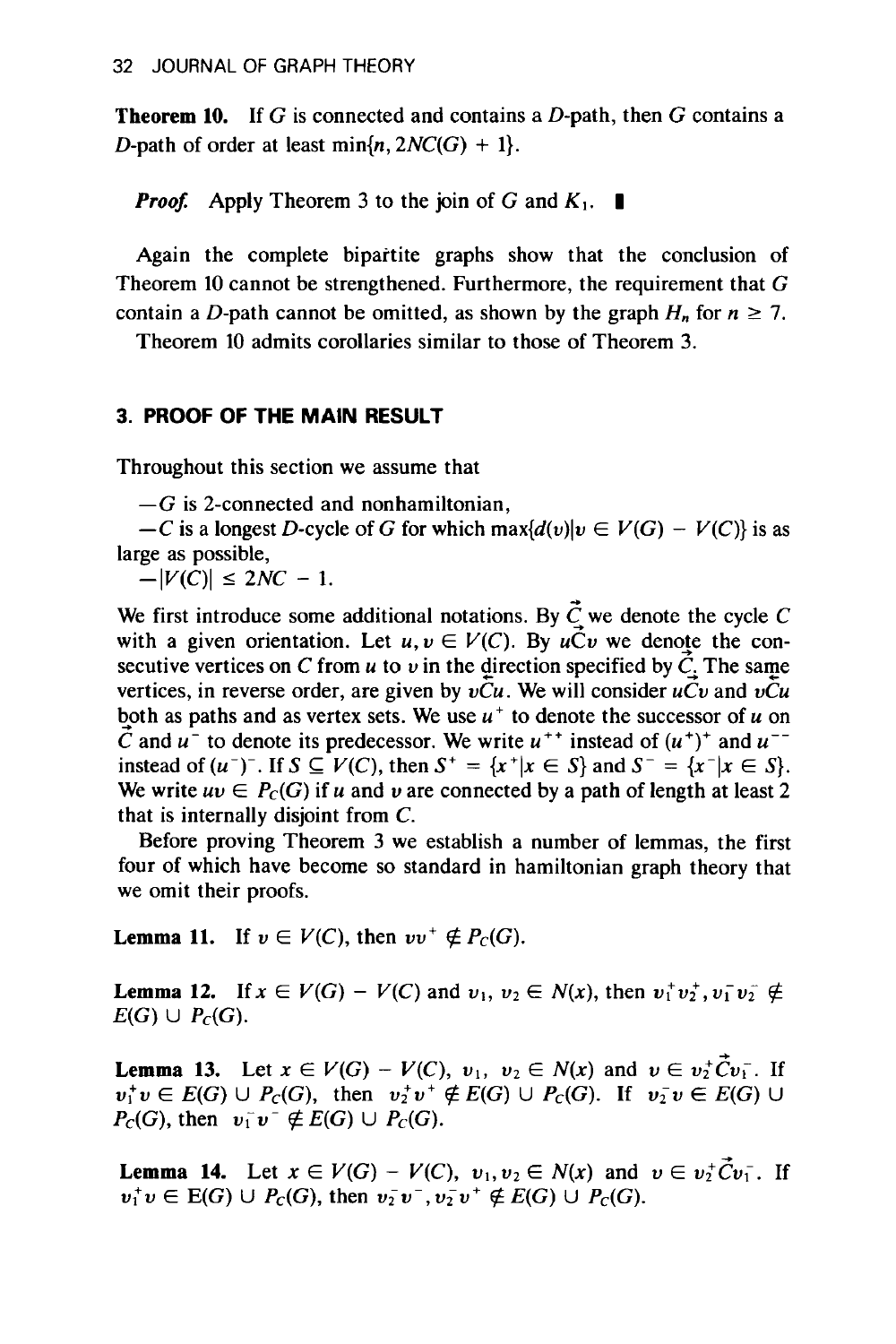**Theorem 10.** If $G$ is connected and contains a $D$-path, then $G$ contains a $D$-path of order at least $\min\{n, 2NC(G) + 1\}$.

***Proof.*** Apply Theorem 3 to the join of $G$ and $K_1$. ∎

Again the complete bipartite graphs show that the conclusion of Theorem 10 cannot be strengthened. Furthermore, the requirement that $G$ contain a $D$-path cannot be omitted, as shown by the graph $H_n$ for $n \geq 7$.

Theorem 10 admits corollaries similar to those of Theorem 3.

## 3. PROOF OF THE MAIN RESULT

Throughout this section we assume that

—$G$ is 2-connected and nonhamiltonian,

—$C$ is a longest $D$-cycle of $G$ for which $\max\{d(v) | v \in V(G) - V(C)\}$ is as large as possible,

—$|V(C)| \leq 2NC - 1$.

We first introduce some additional notations. By $\vec{C}$ we denote the cycle $C$ with a given orientation. Let $u, v \in V(C)$. By $u\vec{C}v$ we denote the consecutive vertices on $C$ from $u$ to $v$ in the direction specified by $\vec{C}$. The same vertices, in reverse order, are given by $v\overleftarrow{C}u$. We will consider $u\vec{C}v$ and $v\overleftarrow{C}u$ both as paths and as vertex sets. We use $u^+$ to denote the successor of $u$ on $\vec{C}$ and $u^-$ to denote its predecessor. We write $u^{++}$ instead of $(u^+)^+$ and $u^{--}$ instead of $(u^-)^-$. If $S \subseteq V(C)$, then $S^+ = \{x^+ | x \in S\}$ and $S^- = \{x^- | x \in S\}$. We write $uv \in P_C(G)$ if $u$ and $v$ are connected by a path of length at least 2 that is internally disjoint from $C$.

Before proving Theorem 3 we establish a number of lemmas, the first four of which have become so standard in hamiltonian graph theory that we omit their proofs.

**Lemma 11.** If $v \in V(C)$, then $vv^+ \notin P_C(G)$.

**Lemma 12.** If $x \in V(G) - V(C)$ and $v_1, v_2 \in N(x)$, then $v_1^+v_2^+, v_1^-v_2^- \notin E(G) \cup P_C(G)$.

**Lemma 13.** Let $x \in V(G) - V(C)$, $v_1$, $v_2 \in N(x)$ and $v \in v_2^+\vec{C}v_1^-$. If $v_1^+v \in E(G) \cup P_C(G)$, then $v_2^+v^+ \notin E(G) \cup P_C(G)$. If $v_2^-v \in E(G) \cup P_C(G)$, then $v_1^-v^- \notin E(G) \cup P_C(G)$.

**Lemma 14.** Let $x \in V(G) - V(C)$, $v_1, v_2 \in N(x)$ and $v \in v_2^+\vec{C}v_1^-$. If $v_1^+v \in E(G) \cup P_C(G)$, then $v_2^-v^-, v_2^-v^+ \notin E(G) \cup P_C(G)$.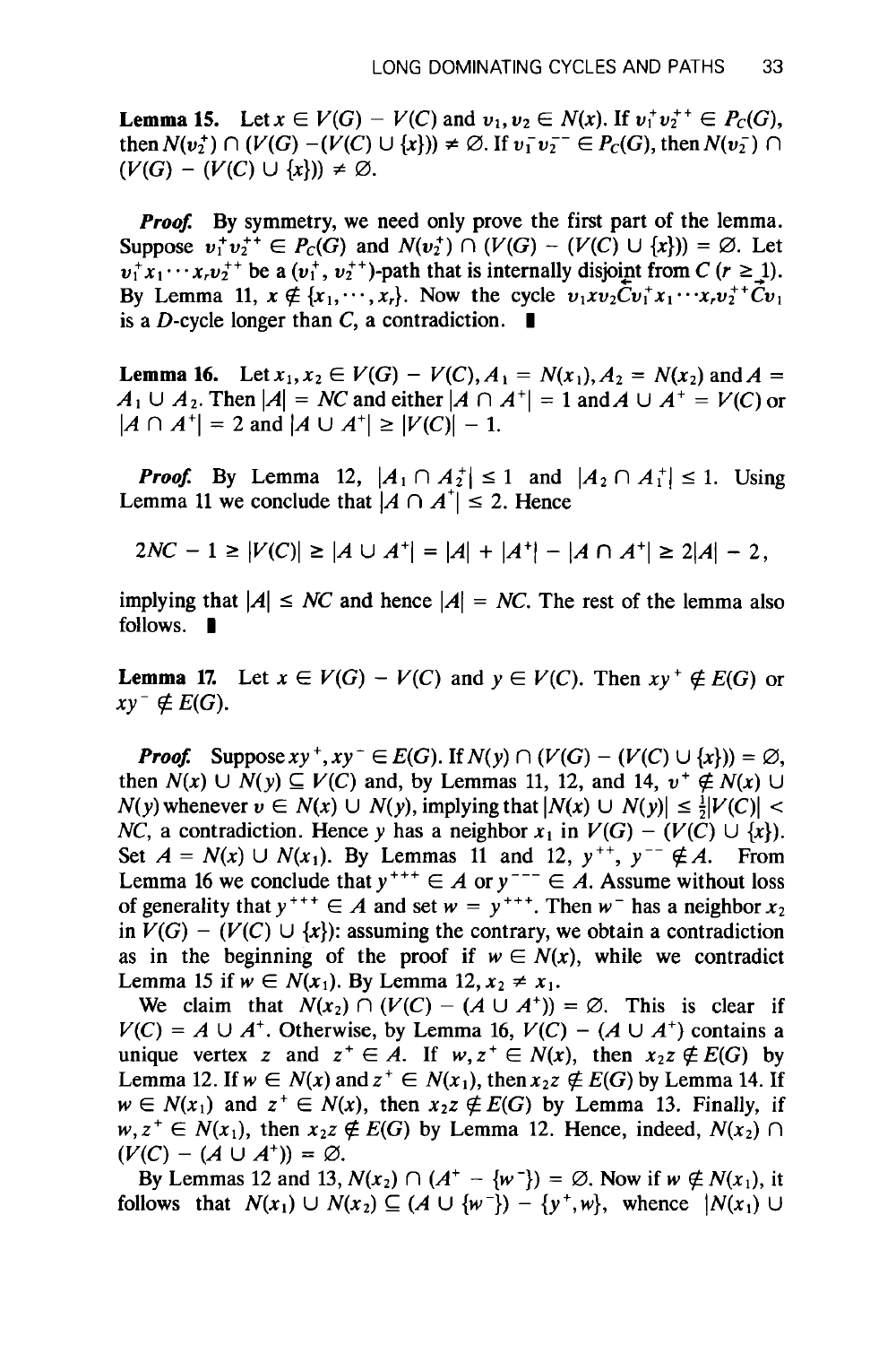**Lemma 15.** Let $x \in V(G) - V(C)$ and $v_1, v_2 \in N(x)$. If $v_1^+ v_2^{++} \in P_C(G)$, then $N(v_2^+) \cap (V(G) - (V(C) \cup \{x\})) \neq \varnothing$. If $v_1^- v_2^{--} \in P_C(G)$, then $N(v_2^-) \cap (V(G) - (V(C) \cup \{x\})) \neq \varnothing$.

*Proof.* By symmetry, we need only prove the first part of the lemma. Suppose $v_1^+ v_2^{++} \in P_C(G)$ and $N(v_2^+) \cap (V(G) - (V(C) \cup \{x\})) = \varnothing$. Let $v_1^+ x_1 \cdots x_r v_2^{++}$ be a $(v_1^+, v_2^{++})$-path that is internally disjoint from $C$ ($r \geq 1$). By Lemma 11, $x \notin \{x_1, \cdots, x_r\}$. Now the cycle $v_1 x v_2 \overleftarrow{C} v_1^+ x_1 \cdots x_r v_2^{++} \overrightarrow{C} v_1$ is a $D$-cycle longer than $C$, a contradiction. ∎

**Lemma 16.** Let $x_1, x_2 \in V(G) - V(C)$, $A_1 = N(x_1)$, $A_2 = N(x_2)$ and $A = A_1 \cup A_2$. Then $|A| = NC$ and either $|A \cap A^+| = 1$ and $A \cup A^+ = V(C)$ or $|A \cap A^+| = 2$ and $|A \cup A^+| \geq |V(C)| - 1$.

*Proof.* By Lemma 12, $|A_1 \cap A_2^+| \leq 1$ and $|A_2 \cap A_1^+| \leq 1$. Using Lemma 11 we conclude that $|A \cap A^+| \leq 2$. Hence

$$2NC - 1 \geq |V(C)| \geq |A \cup A^+| = |A| + |A^+| - |A \cap A^+| \geq 2|A| - 2,$$

implying that $|A| \leq NC$ and hence $|A| = NC$. The rest of the lemma also follows. ∎

**Lemma 17.** Let $x \in V(G) - V(C)$ and $y \in V(C)$. Then $xy^+ \notin E(G)$ or $xy^- \notin E(G)$.

*Proof.* Suppose $xy^+, xy^- \in E(G)$. If $N(y) \cap (V(G) - (V(C) \cup \{x\})) = \varnothing$, then $N(x) \cup N(y) \subseteq V(C)$ and, by Lemmas 11, 12, and 14, $v^+ \notin N(x) \cup N(y)$ whenever $v \in N(x) \cup N(y)$, implying that $|N(x) \cup N(y)| \leq \frac{1}{2}|V(C)| < NC$, a contradiction. Hence $y$ has a neighbor $x_1$ in $V(G) - (V(C) \cup \{x\})$. Set $A = N(x) \cup N(x_1)$. By Lemmas 11 and 12, $y^{++}, y^{--} \notin A$. From Lemma 16 we conclude that $y^{+++} \in A$ or $y^{---} \in A$. Assume without loss of generality that $y^{+++} \in A$ and set $w = y^{+++}$. Then $w^-$ has a neighbor $x_2$ in $V(G) - (V(C) \cup \{x\})$: assuming the contrary, we obtain a contradiction as in the beginning of the proof if $w \in N(x)$, while we contradict Lemma 15 if $w \in N(x_1)$. By Lemma 12, $x_2 \neq x_1$.

We claim that $N(x_2) \cap (V(C) - (A \cup A^+)) = \varnothing$. This is clear if $V(C) = A \cup A^+$. Otherwise, by Lemma 16, $V(C) - (A \cup A^+)$ contains a unique vertex $z$ and $z^+ \in A$. If $w, z^+ \in N(x)$, then $x_2 z \notin E(G)$ by Lemma 12. If $w \in N(x)$ and $z^+ \in N(x_1)$, then $x_2 z \notin E(G)$ by Lemma 14. If $w \in N(x_1)$ and $z^+ \in N(x)$, then $x_2 z \notin E(G)$ by Lemma 13. Finally, if $w, z^+ \in N(x_1)$, then $x_2 z \notin E(G)$ by Lemma 12. Hence, indeed, $N(x_2) \cap (V(C) - (A \cup A^+)) = \varnothing$.

By Lemmas 12 and 13, $N(x_2) \cap (A^+ - \{w^-\}) = \varnothing$. Now if $w \notin N(x_1)$, it follows that $N(x_1) \cup N(x_2) \subseteq (A \cup \{w^-\}) - \{y^+, w\}$, whence $|N(x_1) \cup$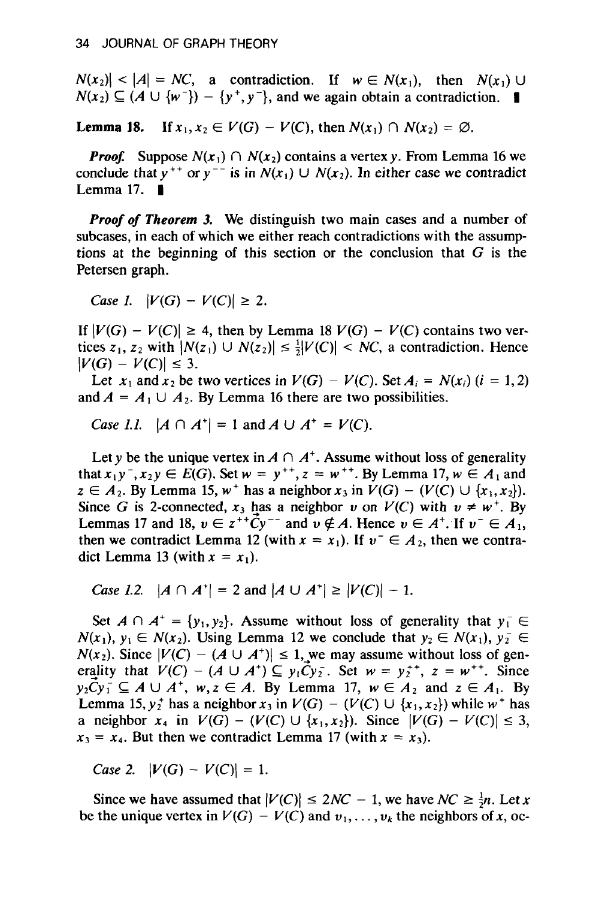$N(x_2)| < |A| = NC$, a contradiction. If $w \in N(x_1)$, then $N(x_1) \cup N(x_2) \subseteq (A \cup \{w^-\}) - \{y^+, y^-\}$, and we again obtain a contradiction. ∎

**Lemma 18.** If $x_1, x_2 \in V(G) - V(C)$, then $N(x_1) \cap N(x_2) = \emptyset$.

***Proof.*** Suppose $N(x_1) \cap N(x_2)$ contains a vertex $y$. From Lemma 16 we conclude that $y^{++}$ or $y^{--}$ is in $N(x_1) \cup N(x_2)$. In either case we contradict Lemma 17. ∎

***Proof of Theorem 3.*** We distinguish two main cases and a number of subcases, in each of which we either reach contradictions with the assumptions at the beginning of this section or the conclusion that $G$ is the Petersen graph.

*Case 1.* $|V(G) - V(C)| \geq 2$.

If $|V(G) - V(C)| \geq 4$, then by Lemma 18 $V(G) - V(C)$ contains two vertices $z_1, z_2$ with $|N(z_1) \cup N(z_2)| \leq \frac{1}{2}|V(C)| < NC$, a contradiction. Hence $|V(G) - V(C)| \leq 3$.

Let $x_1$ and $x_2$ be two vertices in $V(G) - V(C)$. Set $A_i = N(x_i)$ $(i = 1, 2)$ and $A = A_1 \cup A_2$. By Lemma 16 there are two possibilities.

*Case 1.1.* $|A \cap A^+| = 1$ and $A \cup A^+ = V(C)$.

Let $y$ be the unique vertex in $A \cap A^+$. Assume without loss of generality that $x_1y^-, x_2y \in E(G)$. Set $w = y^{++}, z = w^{++}$. By Lemma 17, $w \in A_1$ and $z \in A_2$. By Lemma 15, $w^+$ has a neighbor $x_3$ in $V(G) - (V(C) \cup \{x_1, x_2\})$. Since $G$ is 2-connected, $x_3$ has a neighbor $v$ on $V(C)$ with $v \neq w^+$. By Lemmas 17 and 18, $v \in z^{++}\vec{C}y^{--}$ and $v \notin A$. Hence $v \in A^+$. If $v^- \in A_1$, then we contradict Lemma 12 (with $x = x_1$). If $v^- \in A_2$, then we contradict Lemma 13 (with $x = x_1$).

*Case 1.2.* $|A \cap A^+| = 2$ and $|A \cup A^+| \geq |V(C)| - 1$.

Set $A \cap A^+ = \{y_1, y_2\}$. Assume without loss of generality that $y_1^- \in N(x_1)$, $y_1 \in N(x_2)$. Using Lemma 12 we conclude that $y_2 \in N(x_1)$, $y_2^- \in N(x_2)$. Since $|V(C) - (A \cup A^+)| \leq 1$, we may assume without loss of generality that $V(C) - (A \cup A^+) \subseteq y_1\vec{C}y_2^-$. Set $w = y_2^{++}$, $z = w^{++}$. Since $y_2\vec{C}y_1^- \subseteq A \cup A^+$, $w, z \in A$. By Lemma 17, $w \in A_2$ and $z \in A_1$. By Lemma 15, $y_2^+$ has a neighbor $x_3$ in $V(G) - (V(C) \cup \{x_1, x_2\})$ while $w^+$ has a neighbor $x_4$ in $V(G) - (V(C) \cup \{x_1, x_2\})$. Since $|V(G) - V(C)| \leq 3$, $x_3 = x_4$. But then we contradict Lemma 17 (with $x = x_3$).

*Case 2.* $|V(G) - V(C)| = 1$.

Since we have assumed that $|V(C)| \leq 2NC - 1$, we have $NC \geq \frac{1}{2}n$. Let $x$ be the unique vertex in $V(G) - V(C)$ and $v_1, \ldots, v_k$ the neighbors of $x$, oc-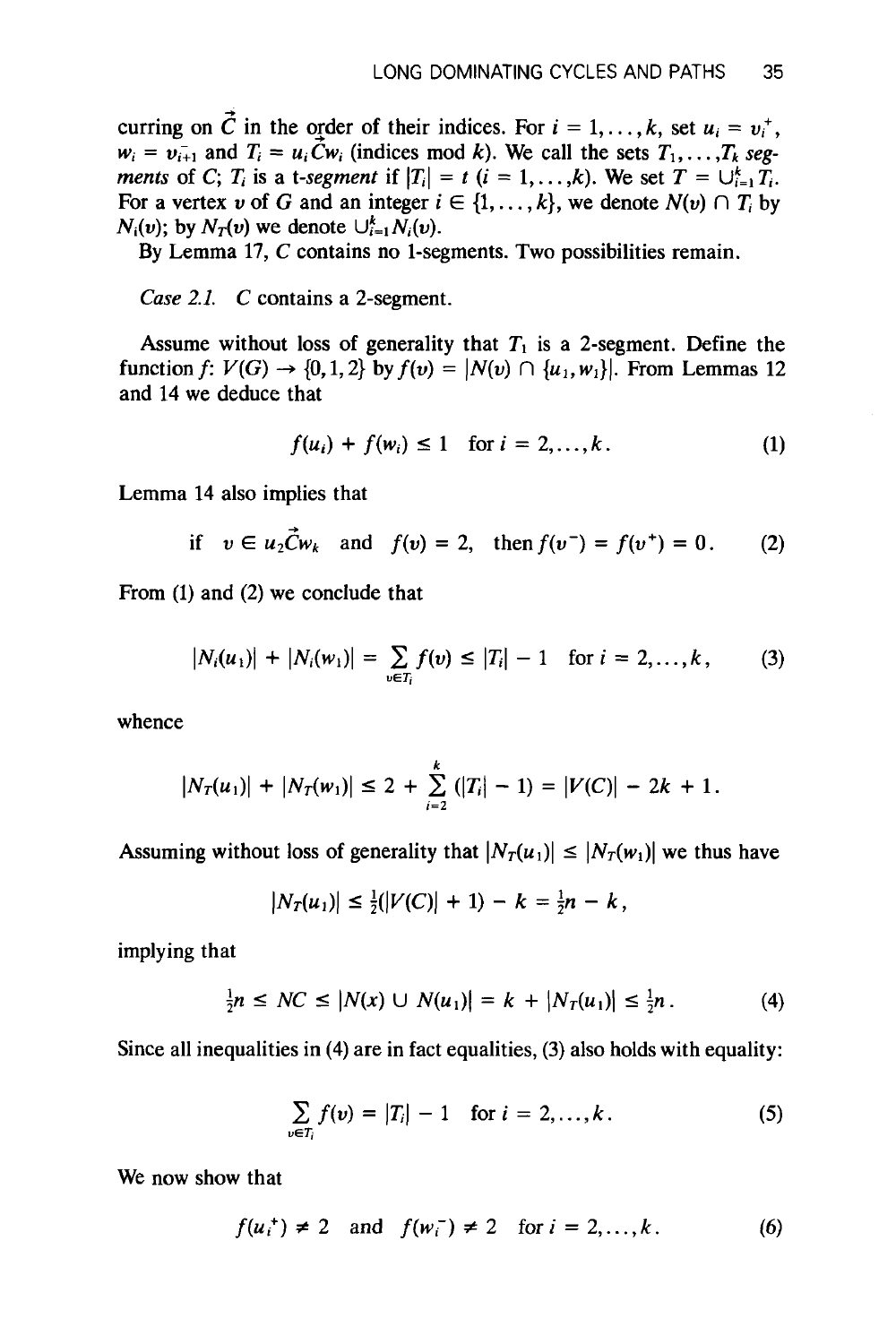curring on $\vec{C}$ in the order of their indices. For $i = 1, \ldots, k$, set $u_i = v_i^+$, $w_i = v_{i+1}^-$ and $T_i = u_i\vec{C}w_i$ (indices mod $k$). We call the sets $T_1, \ldots, T_k$ *segments* of $C$; $T_i$ is a *t-segment* if $|T_i| = t$ ($i = 1, \ldots, k$). We set $T = \bigcup_{i=1}^k T_i$. For a vertex $v$ of $G$ and an integer $i \in \{1, \ldots, k\}$, we denote $N(v) \cap T_i$ by $N_i(v)$; by $N_T(v)$ we denote $\bigcup_{i=1}^k N_i(v)$.

By Lemma 17, $C$ contains no 1-segments. Two possibilities remain.

*Case 2.1.* $C$ contains a 2-segment.

Assume without loss of generality that $T_1$ is a 2-segment. Define the function $f$: $V(G) \to \{0, 1, 2\}$ by $f(v) = |N(v) \cap \{u_1, w_1\}|$. From Lemmas 12 and 14 we deduce that

$$f(u_i) + f(w_i) \leq 1 \quad \text{for } i = 2, \ldots, k. \tag{1}$$

Lemma 14 also implies that

$$\text{if} \quad v \in u_2\vec{C}w_k \quad \text{and} \quad f(v) = 2, \quad \text{then } f(v^-) = f(v^+) = 0. \tag{2}$$

From (1) and (2) we conclude that

$$|N_i(u_1)| + |N_i(w_1)| = \sum_{v \in T_i} f(v) \leq |T_i| - 1 \quad \text{for } i = 2, \ldots, k, \tag{3}$$

whence

$$|N_T(u_1)| + |N_T(w_1)| \leq 2 + \sum_{i=2}^{k} (|T_i| - 1) = |V(C)| - 2k + 1.$$

Assuming without loss of generality that $|N_T(u_1)| \leq |N_T(w_1)|$ we thus have

$$|N_T(u_1)| \leq \tfrac{1}{2}(|V(C)| + 1) - k = \tfrac{1}{2}n - k,$$

implying that

$$\tfrac{1}{2}n \leq NC \leq |N(x) \cup N(u_1)| = k + |N_T(u_1)| \leq \tfrac{1}{2}n. \tag{4}$$

Since all inequalities in (4) are in fact equalities, (3) also holds with equality:

$$\sum_{v \in T_i} f(v) = |T_i| - 1 \quad \text{for } i = 2, \ldots, k. \tag{5}$$

We now show that

$$f(u_i^+) \neq 2 \quad \text{and} \quad f(w_i^-) \neq 2 \quad \text{for } i = 2, \ldots, k. \tag{6}$$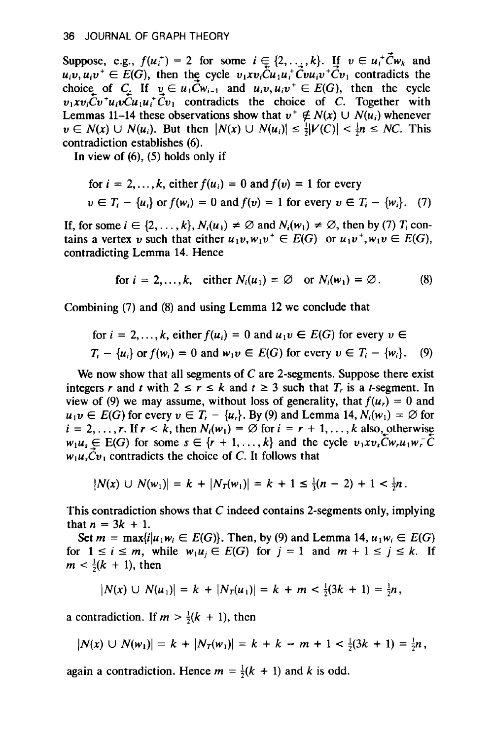Suppose, e.g., $f(u_i^+) = 2$ for some $i \in \{2, \ldots, k\}$. If $v \in u_i^+\vec{C}w_k$ and $u_iv, u_iv^+ \in E(G)$, then the cycle $v_1xv_i\overleftarrow{C}u_1u_i^+\vec{C}vu_iv^+\vec{C}v_1$ contradicts the choice of $C$. If $v \in u_1\vec{C}w_{i-1}$ and $u_iv, u_iv^+ \in E(G)$, then the cycle $v_1xv_i\overleftarrow{C}v^+u_iv\overleftarrow{C}u_1u_i^+\vec{C}v_1$ contradicts the choice of $C$. Together with Lemmas 11–14 these observations show that $v^+ \notin N(x) \cup N(u_i)$ whenever $v \in N(x) \cup N(u_i)$. But then $|N(x) \cup N(u_i)| \le \frac{1}{2}|V(C)| < \frac{1}{2}n \le NC$. This contradiction establishes (6).

In view of (6), (5) holds only if

$$\text{for } i = 2, \ldots, k, \text{ either } f(u_i) = 0 \text{ and } f(v) = 1 \text{ for every } v \in T_i - \{u_i\} \text{ or } f(w_i) = 0 \text{ and } f(v) = 1 \text{ for every } v \in T_i - \{w_i\}. \quad (7)$$

If, for some $i \in \{2, \ldots, k\}$, $N_i(u_1) \ne \emptyset$ and $N_i(w_1) \ne \emptyset$, then by (7) $T_i$ contains a vertex $v$ such that either $u_1v, w_1v^+ \in E(G)$ or $u_1v^+, w_1v \in E(G)$, contradicting Lemma 14. Hence

$$\text{for } i = 2, \ldots, k, \quad \text{either } N_i(u_1) = \emptyset \quad \text{or } N_i(w_1) = \emptyset. \quad (8)$$

Combining (7) and (8) and using Lemma 12 we conclude that

$$\text{for } i = 2, \ldots, k, \text{ either } f(u_i) = 0 \text{ and } u_1v \in E(G) \text{ for every } v \in T_i - \{u_i\} \text{ or } f(w_i) = 0 \text{ and } w_1v \in E(G) \text{ for every } v \in T_i - \{w_i\}. \quad (9)$$

We now show that all segments of $C$ are 2-segments. Suppose there exist integers $r$ and $t$ with $2 \le r \le k$ and $t \ge 3$ such that $T_r$ is a $t$-segment. In view of (9) we may assume, without loss of generality, that $f(u_r) = 0$ and $u_1v \in E(G)$ for every $v \in T_r - \{u_r\}$. By (9) and Lemma 14, $N_i(w_1) = \emptyset$ for $i = 2, \ldots, r$. If $r < k$, then $N_i(w_1) = \emptyset$ for $i = r + 1, \ldots, k$ also, otherwise $w_1u_s \in E(G)$ for some $s \in \{r + 1, \ldots, k\}$ and the cycle $v_1xv_s\overleftarrow{C}w_ru_1w_r^-\overleftarrow{C}w_1u_s\vec{C}v_1$ contradicts the choice of $C$. It follows that

$$|N(x) \cup N(w_1)| = k + |N_T(w_1)| = k + 1 \le \tfrac{1}{3}(n - 2) + 1 < \tfrac{1}{2}n.$$

This contradiction shows that $C$ indeed contains 2-segments only, implying that $n = 3k + 1$.

Set $m = \max\{i | u_1w_i \in E(G)\}$. Then, by (9) and Lemma 14, $u_1w_i \in E(G)$ for $1 \le i \le m$, while $w_1u_j \in E(G)$ for $j = 1$ and $m + 1 \le j \le k$. If $m < \frac{1}{2}(k + 1)$, then

$$|N(x) \cup N(u_1)| = k + |N_T(u_1)| = k + m < \tfrac{1}{2}(3k + 1) = \tfrac{1}{2}n,$$

a contradiction. If $m > \frac{1}{2}(k + 1)$, then

$$|N(x) \cup N(w_1)| = k + |N_T(w_1)| = k + k - m + 1 < \tfrac{1}{2}(3k + 1) = \tfrac{1}{2}n,$$

again a contradiction. Hence $m = \frac{1}{2}(k + 1)$ and $k$ is odd.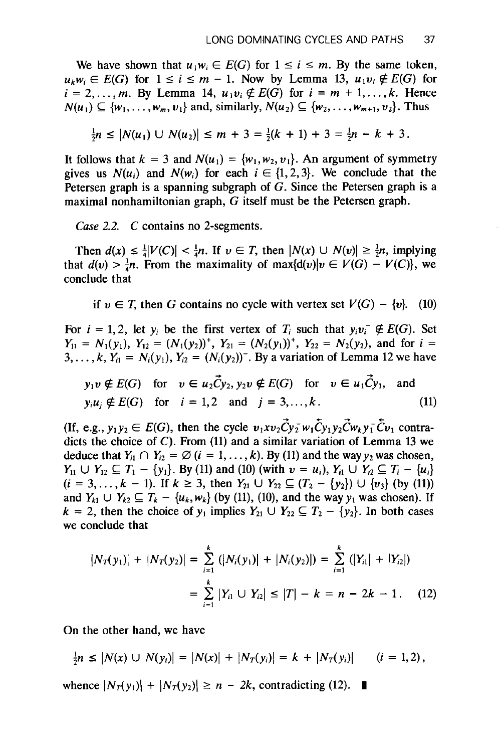We have shown that $u_1w_i \in E(G)$ for $1 \le i \le m$. By the same token, $u_kw_i \in E(G)$ for $1 \le i \le m-1$. Now by Lemma 13, $u_1v_i \notin E(G)$ for $i = 2, \ldots, m$. By Lemma 14, $u_1v_i \notin E(G)$ for $i = m+1, \ldots, k$. Hence $N(u_1) \subseteq \{w_1, \ldots, w_m, v_1\}$ and, similarly, $N(u_2) \subseteq \{w_2, \ldots, w_{m+1}, v_2\}$. Thus

$$\tfrac{1}{2}n \le |N(u_1) \cup N(u_2)| \le m + 3 = \tfrac{1}{2}(k+1) + 3 = \tfrac{1}{2}n - k + 3 .$$

It follows that $k = 3$ and $N(u_1) = \{w_1, w_2, v_1\}$. An argument of symmetry gives us $N(u_i)$ and $N(w_i)$ for each $i \in \{1,2,3\}$. We conclude that the Petersen graph is a spanning subgraph of $G$. Since the Petersen graph is a maximal nonhamiltonian graph, $G$ itself must be the Petersen graph.

*Case 2.2.* $C$ contains no 2-segments.

Then $d(x) \le \frac{1}{4}|V(C)| < \frac{1}{4}n$. If $v \in T$, then $|N(x) \cup N(v)| \ge \frac{1}{2}n$, implying that $d(v) > \frac{1}{4}n$. From the maximality of $\max\{d(v) | v \in V(G) - V(C)\}$, we conclude that

$$\text{if } v \in T, \text{ then } G \text{ contains no cycle with vertex set } V(G) - \{v\}. \quad (10)$$

For $i = 1, 2$, let $y_i$ be the first vertex of $T_i$ such that $y_iv_i^- \notin E(G)$. Set $Y_{11} = N_1(y_1)$, $Y_{12} = (N_1(y_2))^+$, $Y_{21} = (N_2(y_1))^+$, $Y_{22} = N_2(y_2)$, and for $i = 3, \ldots, k$, $Y_{i1} = N_i(y_1)$, $Y_{i2} = (N_i(y_2))^-$. By a variation of Lemma 12 we have

$$y_1v \notin E(G) \quad \text{for} \quad v \in u_2\vec{C}y_2,\ y_2v \notin E(G) \quad \text{for} \quad v \in u_1\vec{C}y_1, \quad \text{and}$$
$$y_iu_j \notin E(G) \quad \text{for} \quad i = 1,2 \quad \text{and} \quad j = 3, \ldots, k. \quad (11)$$

(If, e.g., $y_1y_2 \in E(G)$, then the cycle $v_1xv_2\vec{C}y_2^-w_1\overleftarrow{C}y_1y_2\vec{C}w_ky_1^-\overleftarrow{C}v_1$ contradicts the choice of $C$). From (11) and a similar variation of Lemma 13 we deduce that $Y_{i1} \cap Y_{i2} = \emptyset$ $(i = 1, \ldots, k)$. By (11) and the way $y_2$ was chosen, $Y_{11} \cup Y_{12} \subseteq T_1 - \{y_1\}$. By (11) and (10) (with $v = u_i$), $Y_{i1} \cup Y_{i2} \subseteq T_i - \{u_i\}$ $(i = 3, \ldots, k-1)$. If $k \ge 3$, then $Y_{21} \cup Y_{22} \subseteq (T_2 - \{y_2\}) \cup \{v_3\}$ (by (11)) and $Y_{k1} \cup Y_{k2} \subseteq T_k - \{u_k, w_k\}$ (by (11), (10), and the way $y_1$ was chosen). If $k = 2$, then the choice of $y_1$ implies $Y_{21} \cup Y_{22} \subseteq T_2 - \{y_2\}$. In both cases we conclude that

$$\begin{aligned} |N_T(y_1)| + |N_T(y_2)| &= \sum_{i=1}^{k} (|N_i(y_1)| + |N_i(y_2)|) = \sum_{i=1}^{k} (|Y_{i1}| + |Y_{i2}|) \\ &= \sum_{i=1}^{k} |Y_{i1} \cup Y_{i2}| \le |T| - k = n - 2k - 1 . \end{aligned} \quad (12)$$

On the other hand, we have

$$\tfrac{1}{2}n \le |N(x) \cup N(y_i)| = |N(x)| + |N_T(y_i)| = k + |N_T(y_i)| \qquad (i = 1,2),$$

whence $|N_T(y_1)| + |N_T(y_2)| \ge n - 2k$, contradicting (12). ∎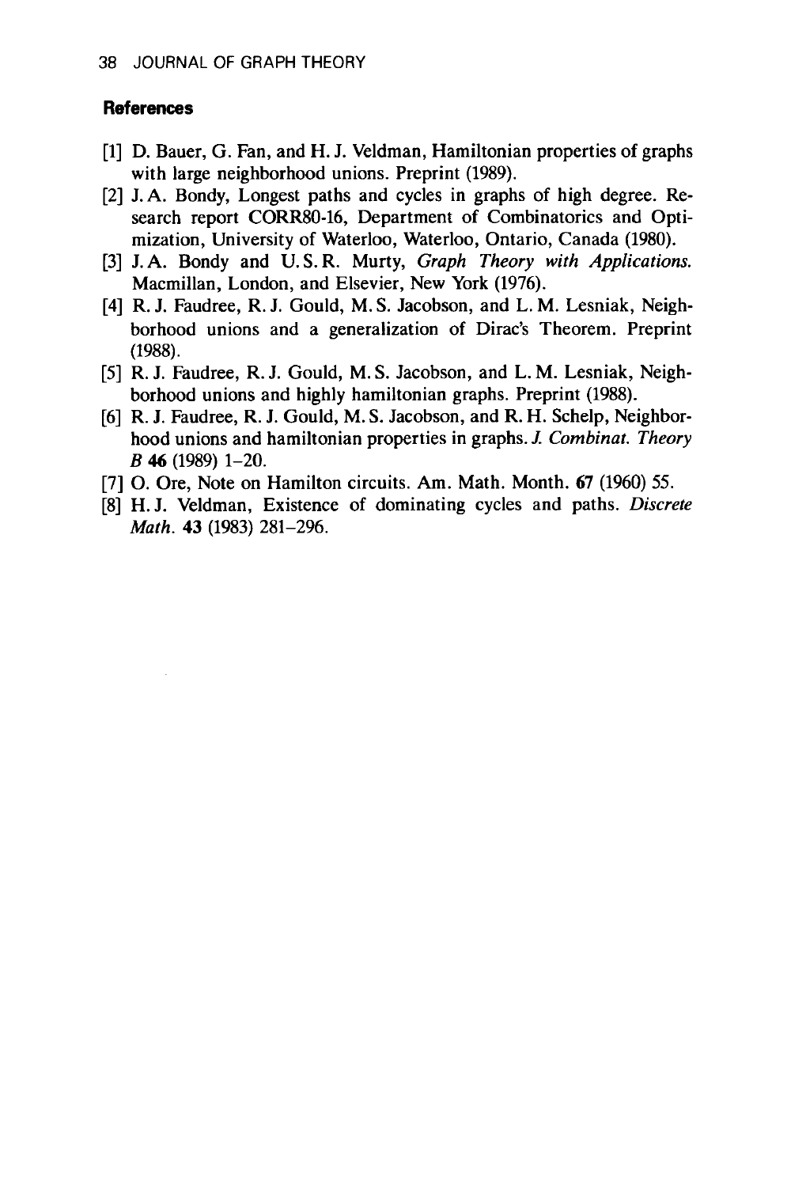## References

[1] D. Bauer, G. Fan, and H. J. Veldman, Hamiltonian properties of graphs with large neighborhood unions. Preprint (1989).

[2] J. A. Bondy, Longest paths and cycles in graphs of high degree. Research report CORR80-16, Department of Combinatorics and Optimization, University of Waterloo, Waterloo, Ontario, Canada (1980).

[3] J. A. Bondy and U. S. R. Murty, *Graph Theory with Applications.* Macmillan, London, and Elsevier, New York (1976).

[4] R. J. Faudree, R. J. Gould, M. S. Jacobson, and L. M. Lesniak, Neighborhood unions and a generalization of Dirac's Theorem. Preprint (1988).

[5] R. J. Faudree, R. J. Gould, M. S. Jacobson, and L. M. Lesniak, Neighborhood unions and highly hamiltonian graphs. Preprint (1988).

[6] R. J. Faudree, R. J. Gould, M. S. Jacobson, and R. H. Schelp, Neighborhood unions and hamiltonian properties in graphs. *J. Combinat. Theory B* **46** (1989) 1–20.

[7] O. Ore, Note on Hamilton circuits. Am. Math. Month. **67** (1960) 55.

[8] H. J. Veldman, Existence of dominating cycles and paths. *Discrete Math.* **43** (1983) 281–296.